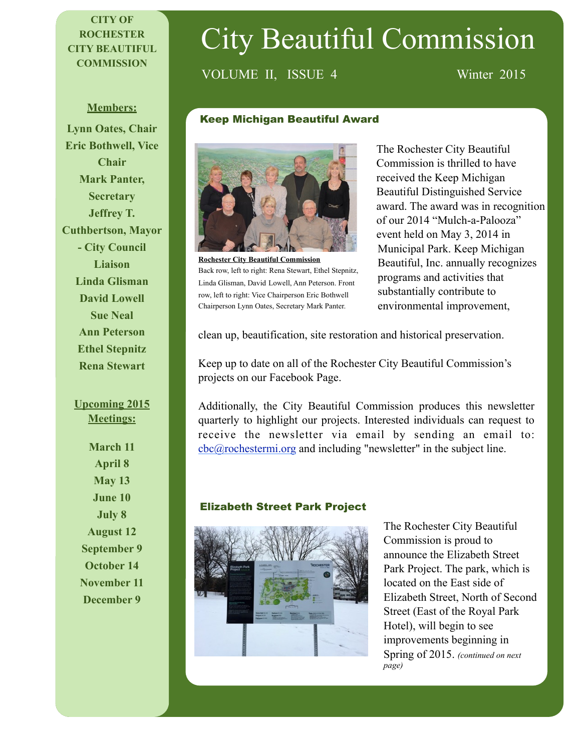# City Beautiful Commission

VOLUME II, ISSUE 4 — Winter 2015

**CITY OF ROCHESTER CITY BEAUTIFUL COMMISSION**

**Members:**

**Lynn Oates, Chair**
**Eric Bothwell, Vice Chair**
**Mark Panter, Secretary**
**Jeffrey T. Cuthbertson, Mayor - City Council Liaison**
**Linda Glisman**
**David Lowell**
**Sue Neal**
**Ann Peterson**
**Ethel Stepnitz**
**Rena Stewart**

**Upcoming 2015 Meetings:**

**March 11**
**April 8**
**May 13**
**June 10**
**July 8**
**August 12**
**September 9**
**October 14**
**November 11**
**December 9**

## Keep Michigan Beautiful Award

**Rochester City Beautiful Commission**
Back row, left to right: Rena Stewart, Ethel Stepnitz, Linda Glisman, David Lowell, Ann Peterson. Front row, left to right: Vice Chairperson Eric Bothwell Chairperson Lynn Oates, Secretary Mark Panter.

The Rochester City Beautiful Commission is thrilled to have received the Keep Michigan Beautiful Distinguished Service award. The award was in recognition of our 2014 "Mulch-a-Palooza" event held on May 3, 2014 in Municipal Park. Keep Michigan Beautiful, Inc. annually recognizes programs and activities that substantially contribute to environmental improvement, clean up, beautification, site restoration and historical preservation.

Keep up to date on all of the Rochester City Beautiful Commission's projects on our Facebook Page.

Additionally, the City Beautiful Commission produces this newsletter quarterly to highlight our projects. Interested individuals can request to receive the newsletter via email by sending an email to: cbc@rochestermi.org and including "newsletter" in the subject line.

## Elizabeth Street Park Project

The Rochester City Beautiful Commission is proud to announce the Elizabeth Street Park Project. The park, which is located on the East side of Elizabeth Street, North of Second Street (East of the Royal Park Hotel), will begin to see improvements beginning in Spring of 2015. *(continued on next page)*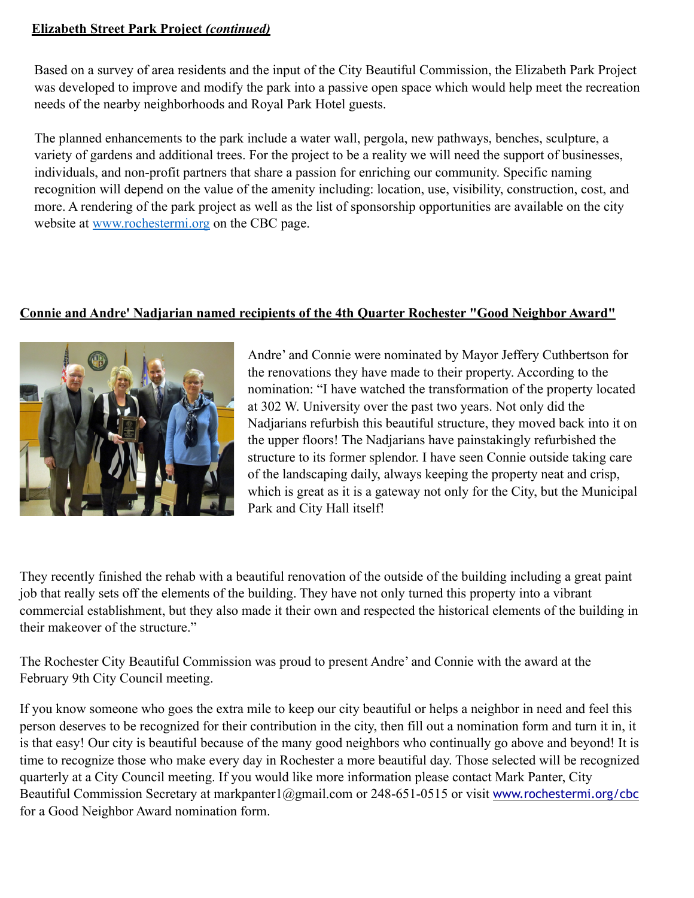## Elizabeth Street Park Project *(continued)*

Based on a survey of area residents and the input of the City Beautiful Commission, the Elizabeth Park Project was developed to improve and modify the park into a passive open space which would help meet the recreation needs of the nearby neighborhoods and Royal Park Hotel guests.

The planned enhancements to the park include a water wall, pergola, new pathways, benches, sculpture, a variety of gardens and additional trees. For the project to be a reality we will need the support of businesses, individuals, and non-profit partners that share a passion for enriching our community. Specific naming recognition will depend on the value of the amenity including: location, use, visibility, construction, cost, and more. A rendering of the park project as well as the list of sponsorship opportunities are available on the city website at [www.rochestermi.org](http://www.rochestermi.org) on the CBC page.

## Connie and Andre' Nadjarian named recipients of the 4th Quarter Rochester "Good Neighbor Award"

Andre' and Connie were nominated by Mayor Jeffery Cuthbertson for the renovations they have made to their property. According to the nomination: "I have watched the transformation of the property located at 302 W. University over the past two years. Not only did the Nadjarians refurbish this beautiful structure, they moved back into it on the upper floors! The Nadjarians have painstakingly refurbished the structure to its former splendor. I have seen Connie outside taking care of the landscaping daily, always keeping the property neat and crisp, which is great as it is a gateway not only for the City, but the Municipal Park and City Hall itself!

They recently finished the rehab with a beautiful renovation of the outside of the building including a great paint job that really sets off the elements of the building. They have not only turned this property into a vibrant commercial establishment, but they also made it their own and respected the historical elements of the building in their makeover of the structure."

The Rochester City Beautiful Commission was proud to present Andre' and Connie with the award at the February 9th City Council meeting.

If you know someone who goes the extra mile to keep our city beautiful or helps a neighbor in need and feel this person deserves to be recognized for their contribution in the city, then fill out a nomination form and turn it in, it is that easy! Our city is beautiful because of the many good neighbors who continually go above and beyond! It is time to recognize those who make every day in Rochester a more beautiful day. Those selected will be recognized quarterly at a City Council meeting. If you would like more information please contact Mark Panter, City Beautiful Commission Secretary at markpanter1@gmail.com or 248-651-0515 or visit [www.rochestermi.org/cbc](http://www.rochestermi.org/cbc) for a Good Neighbor Award nomination form.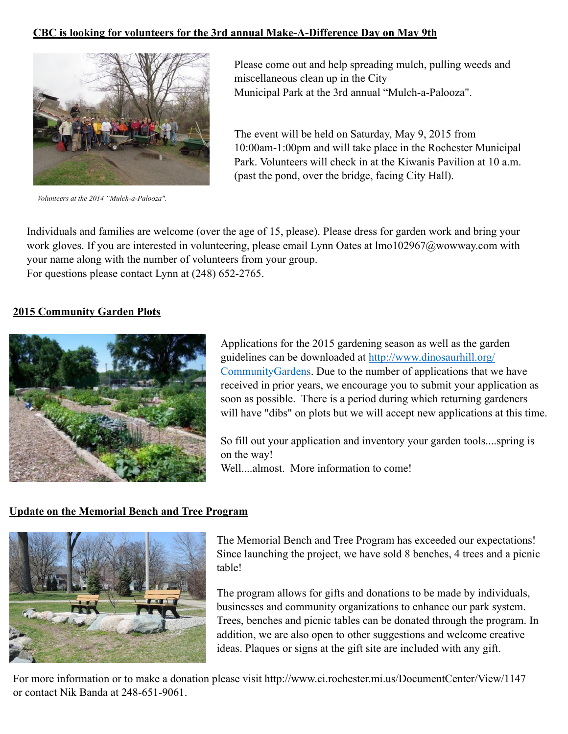**CBC is looking for volunteers for the 3rd annual Make-A-Difference Day on May 9th**

*Volunteers at the 2014 "Mulch-a-Palooza".*

Please come out and help spreading mulch, pulling weeds and miscellaneous clean up in the City Municipal Park at the 3rd annual "Mulch-a-Palooza".

The event will be held on Saturday, May 9, 2015 from 10:00am-1:00pm and will take place in the Rochester Municipal Park. Volunteers will check in at the Kiwanis Pavilion at 10 a.m. (past the pond, over the bridge, facing City Hall).

Individuals and families are welcome (over the age of 15, please). Please dress for garden work and bring your work gloves. If you are interested in volunteering, please email Lynn Oates at lmo102967@wowway.com with your name along with the number of volunteers from your group.
For questions please contact Lynn at (248) 652-2765.

**2015 Community Garden Plots**

Applications for the 2015 gardening season as well as the garden guidelines can be downloaded at [http://www.dinosaurhill.org/CommunityGardens](http://www.dinosaurhill.org/CommunityGardens). Due to the number of applications that we have received in prior years, we encourage you to submit your application as soon as possible. There is a period during which returning gardeners will have "dibs" on plots but we will accept new applications at this time.

So fill out your application and inventory your garden tools....spring is on the way!
Well....almost. More information to come!

**Update on the Memorial Bench and Tree Program**

The Memorial Bench and Tree Program has exceeded our expectations! Since launching the project, we have sold 8 benches, 4 trees and a picnic table!

The program allows for gifts and donations to be made by individuals, businesses and community organizations to enhance our park system. Trees, benches and picnic tables can be donated through the program. In addition, we are also open to other suggestions and welcome creative ideas. Plaques or signs at the gift site are included with any gift.

For more information or to make a donation please visit http://www.ci.rochester.mi.us/DocumentCenter/View/1147 or contact Nik Banda at 248-651-9061.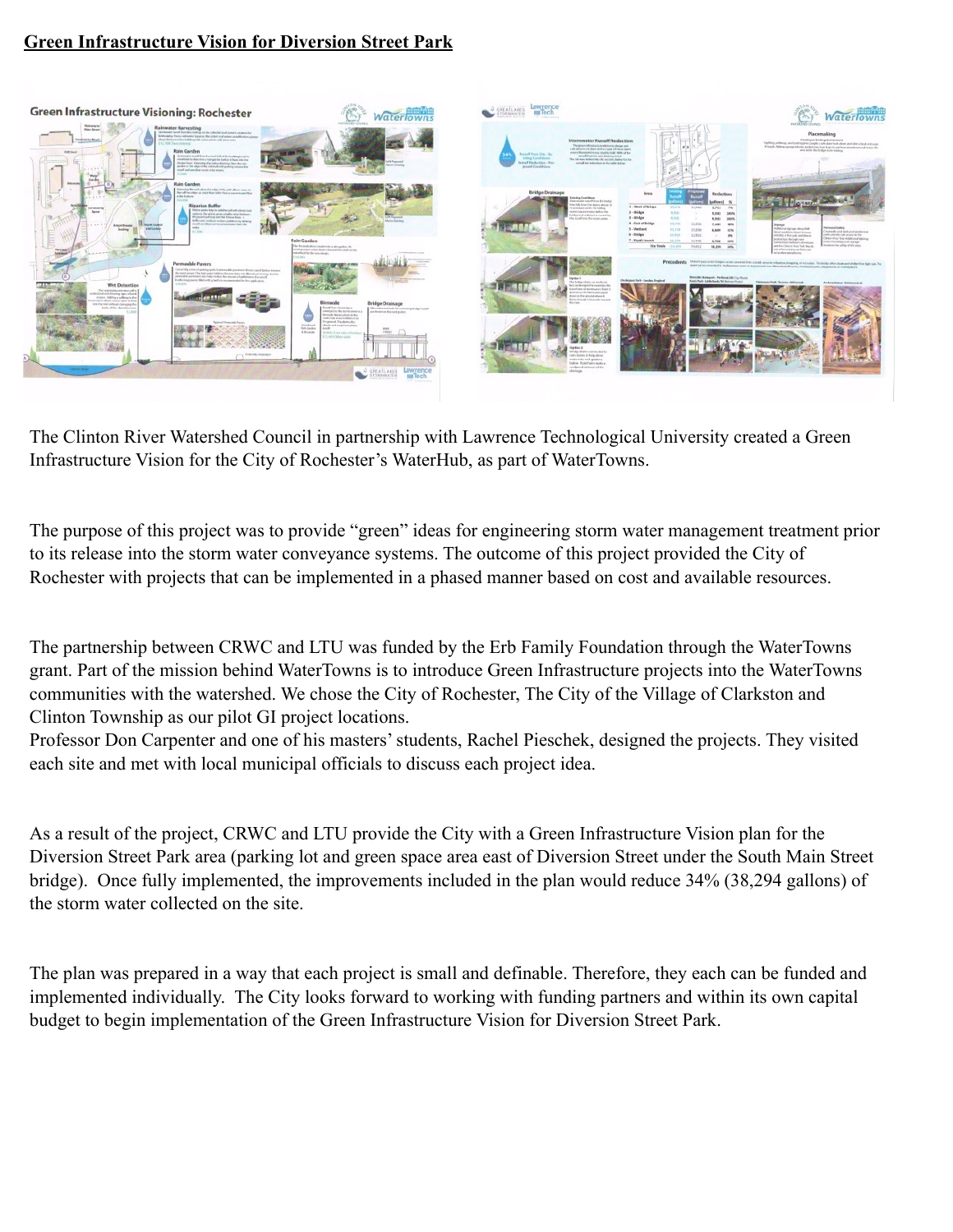**Green Infrastructure Vision for Diversion Street Park**

The Clinton River Watershed Council in partnership with Lawrence Technological University created a Green Infrastructure Vision for the City of Rochester's WaterHub, as part of WaterTowns.

The purpose of this project was to provide "green" ideas for engineering storm water management treatment prior to its release into the storm water conveyance systems. The outcome of this project provided the City of Rochester with projects that can be implemented in a phased manner based on cost and available resources.

The partnership between CRWC and LTU was funded by the Erb Family Foundation through the WaterTowns grant. Part of the mission behind WaterTowns is to introduce Green Infrastructure projects into the WaterTowns communities with the watershed. We chose the City of Rochester, The City of the Village of Clarkston and Clinton Township as our pilot GI project locations.
Professor Don Carpenter and one of his masters' students, Rachel Pieschek, designed the projects. They visited each site and met with local municipal officials to discuss each project idea.

As a result of the project, CRWC and LTU provide the City with a Green Infrastructure Vision plan for the Diversion Street Park area (parking lot and green space area east of Diversion Street under the South Main Street bridge). Once fully implemented, the improvements included in the plan would reduce 34% (38,294 gallons) of the storm water collected on the site.

The plan was prepared in a way that each project is small and definable. Therefore, they each can be funded and implemented individually. The City looks forward to working with funding partners and within its own capital budget to begin implementation of the Green Infrastructure Vision for Diversion Street Park.